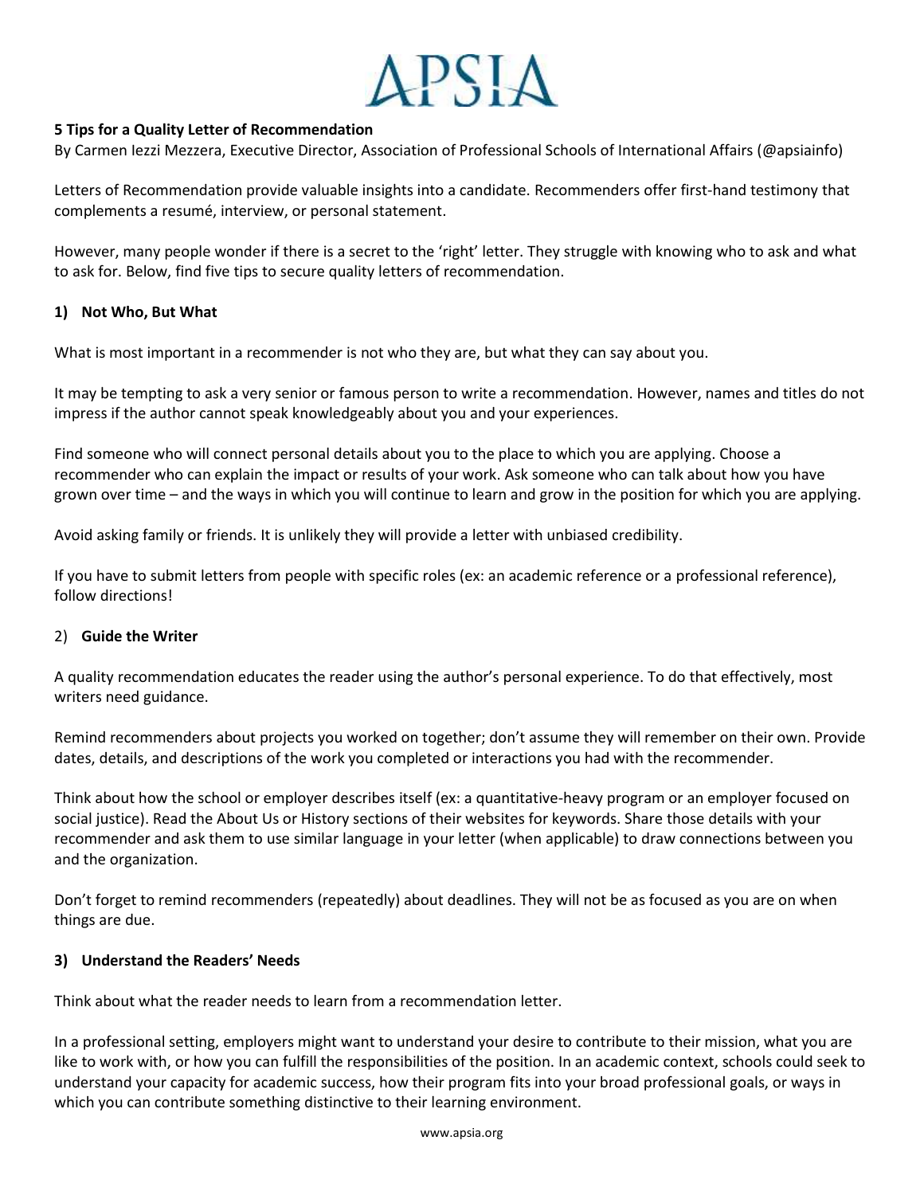APSIA

**5 Tips for a Quality Letter of Recommendation**

By Carmen Iezzi Mezzera, Executive Director, Association of Professional Schools of International Affairs (@apsiainfo)

Letters of Recommendation provide valuable insights into a candidate. Recommenders offer first-hand testimony that complements a resumé, interview, or personal statement.

However, many people wonder if there is a secret to the 'right' letter. They struggle with knowing who to ask and what to ask for. Below, find five tips to secure quality letters of recommendation.

## 1) Not Who, But What

What is most important in a recommender is not who they are, but what they can say about you.

It may be tempting to ask a very senior or famous person to write a recommendation. However, names and titles do not impress if the author cannot speak knowledgeably about you and your experiences.

Find someone who will connect personal details about you to the place to which you are applying. Choose a recommender who can explain the impact or results of your work. Ask someone who can talk about how you have grown over time – and the ways in which you will continue to learn and grow in the position for which you are applying.

Avoid asking family or friends. It is unlikely they will provide a letter with unbiased credibility.

If you have to submit letters from people with specific roles (ex: an academic reference or a professional reference), follow directions!

## 2) Guide the Writer

A quality recommendation educates the reader using the author's personal experience. To do that effectively, most writers need guidance.

Remind recommenders about projects you worked on together; don't assume they will remember on their own. Provide dates, details, and descriptions of the work you completed or interactions you had with the recommender.

Think about how the school or employer describes itself (ex: a quantitative-heavy program or an employer focused on social justice). Read the About Us or History sections of their websites for keywords. Share those details with your recommender and ask them to use similar language in your letter (when applicable) to draw connections between you and the organization.

Don't forget to remind recommenders (repeatedly) about deadlines. They will not be as focused as you are on when things are due.

## 3) Understand the Readers' Needs

Think about what the reader needs to learn from a recommendation letter.

In a professional setting, employers might want to understand your desire to contribute to their mission, what you are like to work with, or how you can fulfill the responsibilities of the position. In an academic context, schools could seek to understand your capacity for academic success, how their program fits into your broad professional goals, or ways in which you can contribute something distinctive to their learning environment.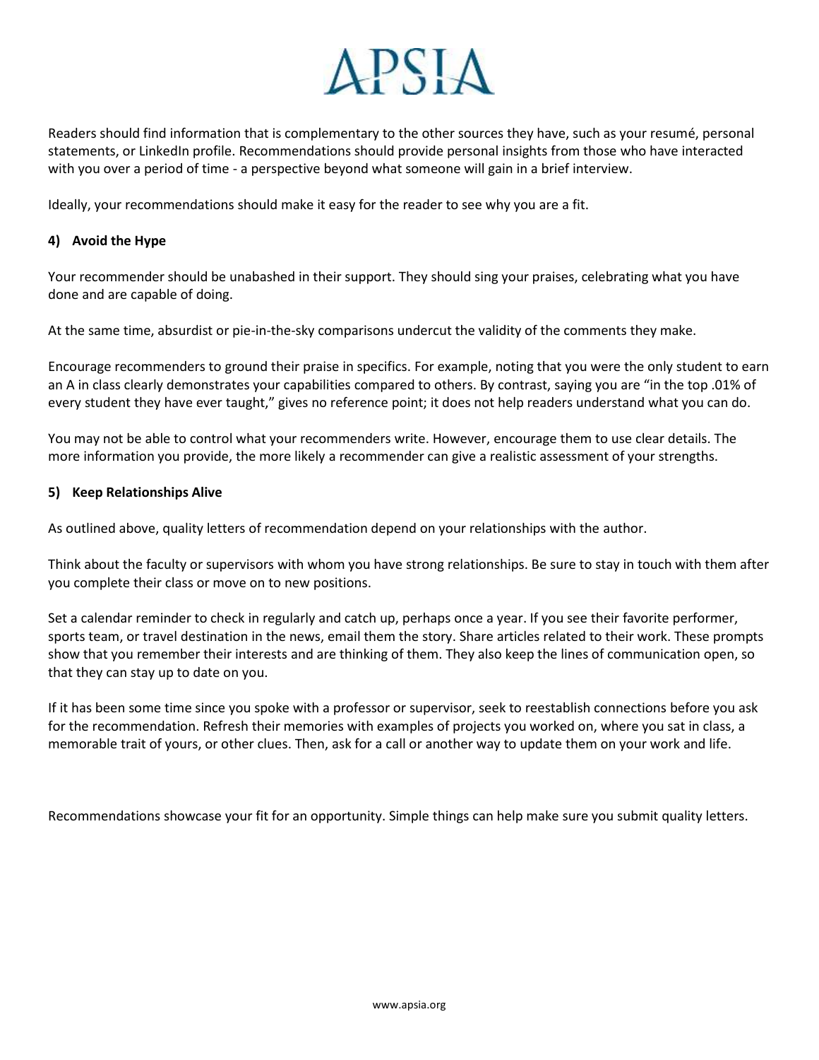Readers should find information that is complementary to the other sources they have, such as your resumé, personal statements, or LinkedIn profile. Recommendations should provide personal insights from those who have interacted with you over a period of time - a perspective beyond what someone will gain in a brief interview.

Ideally, your recommendations should make it easy for the reader to see why you are a fit.

**4) Avoid the Hype**

Your recommender should be unabashed in their support. They should sing your praises, celebrating what you have done and are capable of doing.

At the same time, absurdist or pie-in-the-sky comparisons undercut the validity of the comments they make.

Encourage recommenders to ground their praise in specifics. For example, noting that you were the only student to earn an A in class clearly demonstrates your capabilities compared to others. By contrast, saying you are "in the top .01% of every student they have ever taught," gives no reference point; it does not help readers understand what you can do.

You may not be able to control what your recommenders write. However, encourage them to use clear details. The more information you provide, the more likely a recommender can give a realistic assessment of your strengths.

**5) Keep Relationships Alive**

As outlined above, quality letters of recommendation depend on your relationships with the author.

Think about the faculty or supervisors with whom you have strong relationships. Be sure to stay in touch with them after you complete their class or move on to new positions.

Set a calendar reminder to check in regularly and catch up, perhaps once a year. If you see their favorite performer, sports team, or travel destination in the news, email them the story. Share articles related to their work. These prompts show that you remember their interests and are thinking of them. They also keep the lines of communication open, so that they can stay up to date on you.

If it has been some time since you spoke with a professor or supervisor, seek to reestablish connections before you ask for the recommendation. Refresh their memories with examples of projects you worked on, where you sat in class, a memorable trait of yours, or other clues. Then, ask for a call or another way to update them on your work and life.

Recommendations showcase your fit for an opportunity. Simple things can help make sure you submit quality letters.